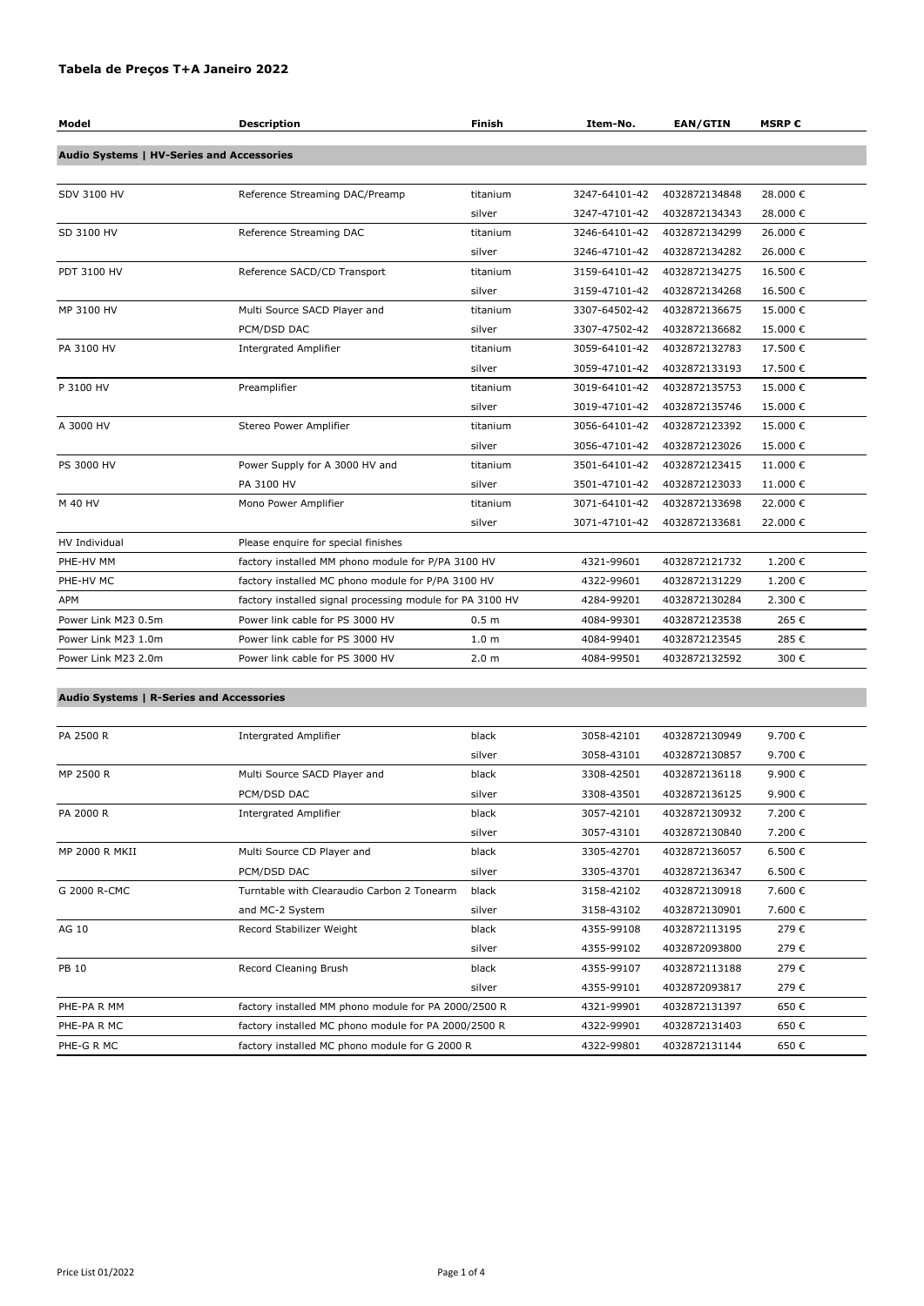# Tabela de Preços T+A Janeiro 2022

| Model | Description | Finish | Item-No. | EAN/GTIN | MSRP € |
|---|---|---|---|---|---|
| **Audio Systems \| HV-Series and Accessories** | | | | | |
| SDV 3100 HV | Reference Streaming DAC/Preamp | titanium | 3247-64101-42 | 4032872134848 | 28.000 € |
| | | silver | 3247-47101-42 | 4032872134343 | 28.000 € |
| SD 3100 HV | Reference Streaming DAC | titanium | 3246-64101-42 | 4032872134299 | 26.000 € |
| | | silver | 3246-47101-42 | 4032872134282 | 26.000 € |
| PDT 3100 HV | Reference SACD/CD Transport | titanium | 3159-64101-42 | 4032872134275 | 16.500 € |
| | | silver | 3159-47101-42 | 4032872134268 | 16.500 € |
| MP 3100 HV | Multi Source SACD Player and | titanium | 3307-64502-42 | 4032872136675 | 15.000 € |
| | PCM/DSD DAC | silver | 3307-47502-42 | 4032872136682 | 15.000 € |
| PA 3100 HV | Intergrated Amplifier | titanium | 3059-64101-42 | 4032872132783 | 17.500 € |
| | | silver | 3059-47101-42 | 4032872133193 | 17.500 € |
| P 3100 HV | Preamplifier | titanium | 3019-64101-42 | 4032872135753 | 15.000 € |
| | | silver | 3019-47101-42 | 4032872135746 | 15.000 € |
| A 3000 HV | Stereo Power Amplifier | titanium | 3056-64101-42 | 4032872123392 | 15.000 € |
| | | silver | 3056-47101-42 | 4032872123026 | 15.000 € |
| PS 3000 HV | Power Supply for A 3000 HV and | titanium | 3501-64101-42 | 4032872123415 | 11.000 € |
| | PA 3100 HV | silver | 3501-47101-42 | 4032872123033 | 11.000 € |
| M 40 HV | Mono Power Amplifier | titanium | 3071-64101-42 | 4032872133698 | 22.000 € |
| | | silver | 3071-47101-42 | 4032872133681 | 22.000 € |
| HV Individual | Please enquire for special finishes | | | | |
| PHE-HV MM | factory installed MM phono module for P/PA 3100 HV | | 4321-99601 | 4032872121732 | 1.200 € |
| PHE-HV MC | factory installed MC phono module for P/PA 3100 HV | | 4322-99601 | 4032872131229 | 1.200 € |
| APM | factory installed signal processing module for PA 3100 HV | | 4284-99201 | 4032872130284 | 2.300 € |
| Power Link M23 0.5m | Power link cable for PS 3000 HV | 0.5 m | 4084-99301 | 4032872123538 | 265 € |
| Power Link M23 1.0m | Power link cable for PS 3000 HV | 1.0 m | 4084-99401 | 4032872123545 | 285 € |
| Power Link M23 2.0m | Power link cable for PS 3000 HV | 2.0 m | 4084-99501 | 4032872132592 | 300 € |
| **Audio Systems \| R-Series and Accessories** | | | | | |
| PA 2500 R | Intergrated Amplifier | black | 3058-42101 | 4032872130949 | 9.700 € |
| | | silver | 3058-43101 | 4032872130857 | 9.700 € |
| MP 2500 R | Multi Source SACD Player and | black | 3308-42501 | 4032872136118 | 9.900 € |
| | PCM/DSD DAC | silver | 3308-43501 | 4032872136125 | 9.900 € |
| PA 2000 R | Intergrated Amplifier | black | 3057-42101 | 4032872130932 | 7.200 € |
| | | silver | 3057-43101 | 4032872130840 | 7.200 € |
| MP 2000 R MKII | Multi Source CD Player and | black | 3305-42701 | 4032872136057 | 6.500 € |
| | PCM/DSD DAC | silver | 3305-43701 | 4032872136347 | 6.500 € |
| G 2000 R-CMC | Turntable with Clearaudio Carbon 2 Tonearm | black | 3158-42102 | 4032872130918 | 7.600 € |
| | and MC-2 System | silver | 3158-43102 | 4032872130901 | 7.600 € |
| AG 10 | Record Stabilizer Weight | black | 4355-99108 | 4032872113195 | 279 € |
| | | silver | 4355-99102 | 4032872093800 | 279 € |
| PB 10 | Record Cleaning Brush | black | 4355-99107 | 4032872113188 | 279 € |
| | | silver | 4355-99101 | 4032872093817 | 279 € |
| PHE-PA R MM | factory installed MM phono module for PA 2000/2500 R | | 4321-99901 | 4032872131397 | 650 € |
| PHE-PA R MC | factory installed MC phono module for PA 2000/2500 R | | 4322-99901 | 4032872131403 | 650 € |
| PHE-G R MC | factory installed MC phono module for G 2000 R | | 4322-99801 | 4032872131144 | 650 € |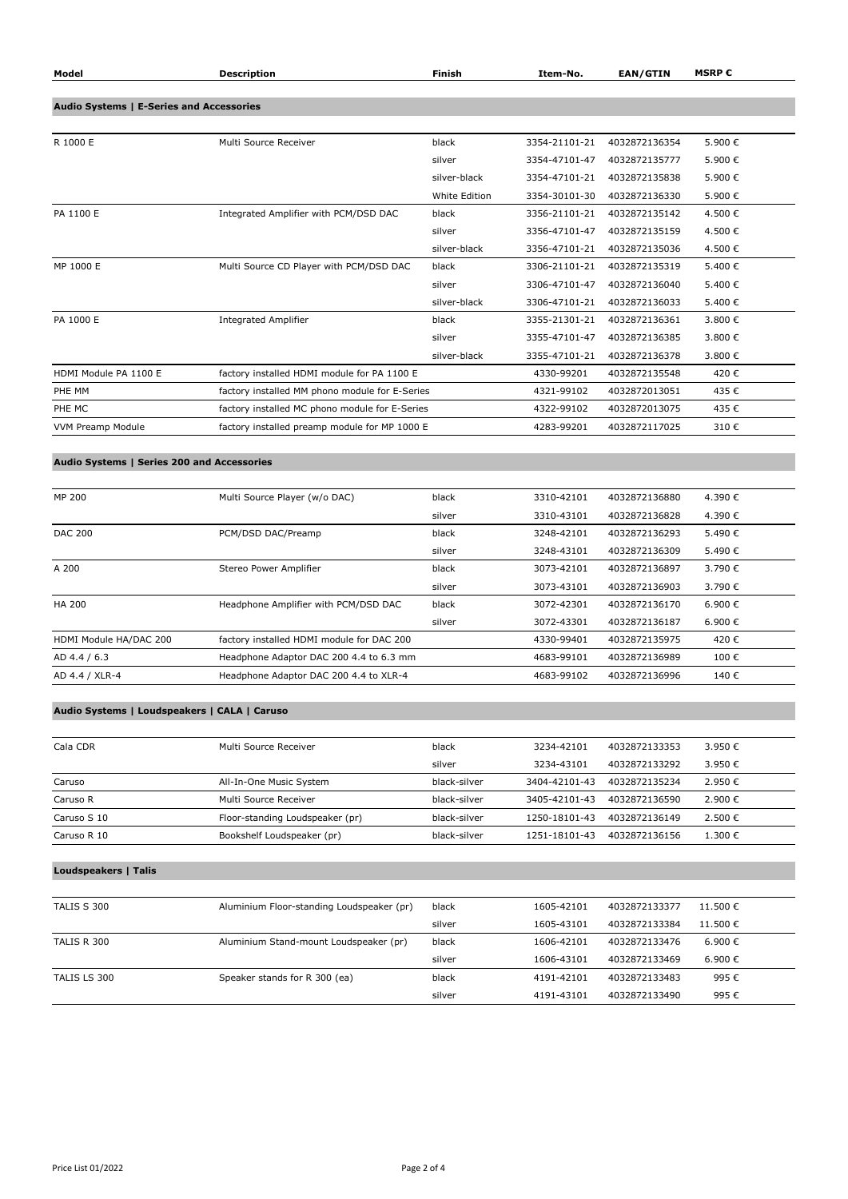| Model | Description | Finish | Item-No. | EAN/GTIN | MSRP € |
|---|---|---|---|---|---|

## Audio Systems | E-Series and Accessories

| Model | Description | Finish | Item-No. | EAN/GTIN | MSRP € |
|---|---|---|---|---|---|
| R 1000 E | Multi Source Receiver | black | 3354-21101-21 | 4032872136354 | 5.900 € |
| | | silver | 3354-47101-47 | 4032872135777 | 5.900 € |
| | | silver-black | 3354-47101-21 | 4032872135838 | 5.900 € |
| | | White Edition | 3354-30101-30 | 4032872136330 | 5.900 € |
| PA 1100 E | Integrated Amplifier with PCM/DSD DAC | black | 3356-21101-21 | 4032872135142 | 4.500 € |
| | | silver | 3356-47101-47 | 4032872135159 | 4.500 € |
| | | silver-black | 3356-47101-21 | 4032872135036 | 4.500 € |
| MP 1000 E | Multi Source CD Player with PCM/DSD DAC | black | 3306-21101-21 | 4032872135319 | 5.400 € |
| | | silver | 3306-47101-47 | 4032872136040 | 5.400 € |
| | | silver-black | 3306-47101-21 | 4032872136033 | 5.400 € |
| PA 1000 E | Integrated Amplifier | black | 3355-21301-21 | 4032872136361 | 3.800 € |
| | | silver | 3355-47101-47 | 4032872136385 | 3.800 € |
| | | silver-black | 3355-47101-21 | 4032872136378 | 3.800 € |
| HDMI Module PA 1100 E | factory installed HDMI module for PA 1100 E | | 4330-99201 | 4032872135548 | 420 € |
| PHE MM | factory installed MM phono module for E-Series | | 4321-99102 | 4032872013051 | 435 € |
| PHE MC | factory installed MC phono module for E-Series | | 4322-99102 | 4032872013075 | 435 € |
| VVM Preamp Module | factory installed preamp module for MP 1000 E | | 4283-99201 | 4032872117025 | 310 € |

## Audio Systems | Series 200 and Accessories

| Model | Description | Finish | Item-No. | EAN/GTIN | MSRP € |
|---|---|---|---|---|---|
| MP 200 | Multi Source Player (w/o DAC) | black | 3310-42101 | 4032872136880 | 4.390 € |
| | | silver | 3310-43101 | 4032872136828 | 4.390 € |
| DAC 200 | PCM/DSD DAC/Preamp | black | 3248-42101 | 4032872136293 | 5.490 € |
| | | silver | 3248-43101 | 4032872136309 | 5.490 € |
| A 200 | Stereo Power Amplifier | black | 3073-42101 | 4032872136897 | 3.790 € |
| | | silver | 3073-43101 | 4032872136903 | 3.790 € |
| HA 200 | Headphone Amplifier with PCM/DSD DAC | black | 3072-42301 | 4032872136170 | 6.900 € |
| | | silver | 3072-43301 | 4032872136187 | 6.900 € |
| HDMI Module HA/DAC 200 | factory installed HDMI module for DAC 200 | | 4330-99401 | 4032872135975 | 420 € |
| AD 4.4 / 6.3 | Headphone Adaptor DAC 200 4.4 to 6.3 mm | | 4683-99101 | 4032872136989 | 100 € |
| AD 4.4 / XLR-4 | Headphone Adaptor DAC 200 4.4 to XLR-4 | | 4683-99102 | 4032872136996 | 140 € |

## Audio Systems | Loudspeakers | CALA | Caruso

| Model | Description | Finish | Item-No. | EAN/GTIN | MSRP € |
|---|---|---|---|---|---|
| Cala CDR | Multi Source Receiver | black | 3234-42101 | 4032872133353 | 3.950 € |
| | | silver | 3234-43101 | 4032872133292 | 3.950 € |
| Caruso | All-In-One Music System | black-silver | 3404-42101-43 | 4032872135234 | 2.950 € |
| Caruso R | Multi Source Receiver | black-silver | 3405-42101-43 | 4032872136590 | 2.900 € |
| Caruso S 10 | Floor-standing Loudspeaker (pr) | black-silver | 1250-18101-43 | 4032872136149 | 2.500 € |
| Caruso R 10 | Bookshelf Loudspeaker (pr) | black-silver | 1251-18101-43 | 4032872136156 | 1.300 € |

## Loudspeakers | Talis

| Model | Description | Finish | Item-No. | EAN/GTIN | MSRP € |
|---|---|---|---|---|---|
| TALIS S 300 | Aluminium Floor-standing Loudspeaker (pr) | black | 1605-42101 | 4032872133377 | 11.500 € |
| | | silver | 1605-43101 | 4032872133384 | 11.500 € |
| TALIS R 300 | Aluminium Stand-mount Loudspeaker (pr) | black | 1606-42101 | 4032872133476 | 6.900 € |
| | | silver | 1606-43101 | 4032872133469 | 6.900 € |
| TALIS LS 300 | Speaker stands for R 300 (ea) | black | 4191-42101 | 4032872133483 | 995 € |
| | | silver | 4191-43101 | 4032872133490 | 995 € |

Price List 01/2022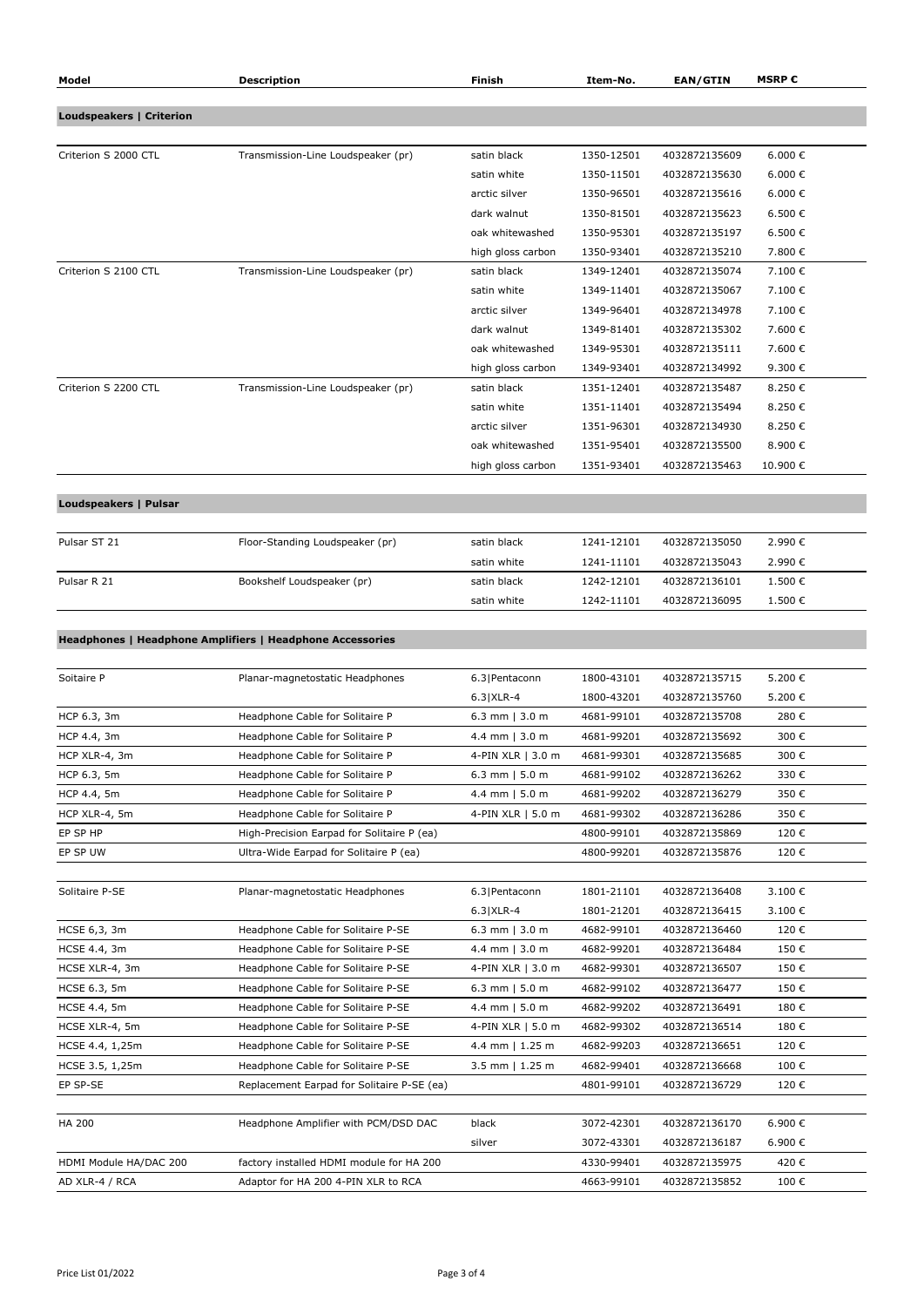| Model | Description | Finish | Item-No. | EAN/GTIN | MSRP € |
|---|---|---|---|---|---|
| **Loudspeakers \| Criterion** | | | | | |
| Criterion S 2000 CTL | Transmission-Line Loudspeaker (pr) | satin black | 1350-12501 | 4032872135609 | 6.000 € |
| | | satin white | 1350-11501 | 4032872135630 | 6.000 € |
| | | arctic silver | 1350-96501 | 4032872135616 | 6.000 € |
| | | dark walnut | 1350-81501 | 4032872135623 | 6.500 € |
| | | oak whitewashed | 1350-95301 | 4032872135197 | 6.500 € |
| | | high gloss carbon | 1350-93401 | 4032872135210 | 7.800 € |
| Criterion S 2100 CTL | Transmission-Line Loudspeaker (pr) | satin black | 1349-12401 | 4032872135074 | 7.100 € |
| | | satin white | 1349-11401 | 4032872135067 | 7.100 € |
| | | arctic silver | 1349-96401 | 4032872134978 | 7.100 € |
| | | dark walnut | 1349-81401 | 4032872135302 | 7.600 € |
| | | oak whitewashed | 1349-95301 | 4032872135111 | 7.600 € |
| | | high gloss carbon | 1349-93401 | 4032872134992 | 9.300 € |
| Criterion S 2200 CTL | Transmission-Line Loudspeaker (pr) | satin black | 1351-12401 | 4032872135487 | 8.250 € |
| | | satin white | 1351-11401 | 4032872135494 | 8.250 € |
| | | arctic silver | 1351-96301 | 4032872134930 | 8.250 € |
| | | oak whitewashed | 1351-95401 | 4032872135500 | 8.900 € |
| | | high gloss carbon | 1351-93401 | 4032872135463 | 10.900 € |
| **Loudspeakers \| Pulsar** | | | | | |
| Pulsar ST 21 | Floor-Standing Loudspeaker (pr) | satin black | 1241-12101 | 4032872135050 | 2.990 € |
| | | satin white | 1241-11101 | 4032872135043 | 2.990 € |
| Pulsar R 21 | Bookshelf Loudspeaker (pr) | satin black | 1242-12101 | 4032872136101 | 1.500 € |
| | | satin white | 1242-11101 | 4032872136095 | 1.500 € |
| **Headphones \| Headphone Amplifiers \| Headphone Accessories** | | | | | |
| Soitaire P | Planar-magnetostatic Headphones | 6.3\|Pentaconn | 1800-43101 | 4032872135715 | 5.200 € |
| | | 6.3\|XLR-4 | 1800-43201 | 4032872135760 | 5.200 € |
| HCP 6.3, 3m | Headphone Cable for Solitaire P | 6.3 mm \| 3.0 m | 4681-99101 | 4032872135708 | 280 € |
| HCP 4.4, 3m | Headphone Cable for Solitaire P | 4.4 mm \| 3.0 m | 4681-99201 | 4032872135692 | 300 € |
| HCP XLR-4, 3m | Headphone Cable for Solitaire P | 4-PIN XLR \| 3.0 m | 4681-99301 | 4032872135685 | 300 € |
| HCP 6.3, 5m | Headphone Cable for Solitaire P | 6.3 mm \| 5.0 m | 4681-99102 | 4032872136262 | 330 € |
| HCP 4.4, 5m | Headphone Cable for Solitaire P | 4.4 mm \| 5.0 m | 4681-99202 | 4032872136279 | 350 € |
| HCP XLR-4, 5m | Headphone Cable for Solitaire P | 4-PIN XLR \| 5.0 m | 4681-99302 | 4032872136286 | 350 € |
| EP SP HP | High-Precision Earpad for Solitaire P (ea) | | 4800-99101 | 4032872135869 | 120 € |
| EP SP UW | Ultra-Wide Earpad for Solitaire P (ea) | | 4800-99201 | 4032872135876 | 120 € |
| Solitaire P-SE | Planar-magnetostatic Headphones | 6.3\|Pentaconn | 1801-21101 | 4032872136408 | 3.100 € |
| | | 6.3\|XLR-4 | 1801-21201 | 4032872136415 | 3.100 € |
| HCSE 6,3, 3m | Headphone Cable for Solitaire P-SE | 6.3 mm \| 3.0 m | 4682-99101 | 4032872136460 | 120 € |
| HCSE 4.4, 3m | Headphone Cable for Solitaire P-SE | 4.4 mm \| 3.0 m | 4682-99201 | 4032872136484 | 150 € |
| HCSE XLR-4, 3m | Headphone Cable for Solitaire P-SE | 4-PIN XLR \| 3.0 m | 4682-99301 | 4032872136507 | 150 € |
| HCSE 6.3, 5m | Headphone Cable for Solitaire P-SE | 6.3 mm \| 5.0 m | 4682-99102 | 4032872136477 | 150 € |
| HCSE 4.4, 5m | Headphone Cable for Solitaire P-SE | 4.4 mm \| 5.0 m | 4682-99202 | 4032872136491 | 180 € |
| HCSE XLR-4, 5m | Headphone Cable for Solitaire P-SE | 4-PIN XLR \| 5.0 m | 4682-99302 | 4032872136514 | 180 € |
| HCSE 4.4, 1,25m | Headphone Cable for Solitaire P-SE | 4.4 mm \| 1.25 m | 4682-99203 | 4032872136651 | 120 € |
| HCSE 3.5, 1,25m | Headphone Cable for Solitaire P-SE | 3.5 mm \| 1.25 m | 4682-99401 | 4032872136668 | 100 € |
| EP SP-SE | Replacement Earpad for Solitaire P-SE (ea) | | 4801-99101 | 4032872136729 | 120 € |
| HA 200 | Headphone Amplifier with PCM/DSD DAC | black | 3072-42301 | 4032872136170 | 6.900 € |
| | | silver | 3072-43301 | 4032872136187 | 6.900 € |
| HDMI Module HA/DAC 200 | factory installed HDMI module for HA 200 | | 4330-99401 | 4032872135975 | 420 € |
| AD XLR-4 / RCA | Adaptor for HA 200 4-PIN XLR to RCA | | 4663-99101 | 4032872135852 | 100 € |

Price List 01/2022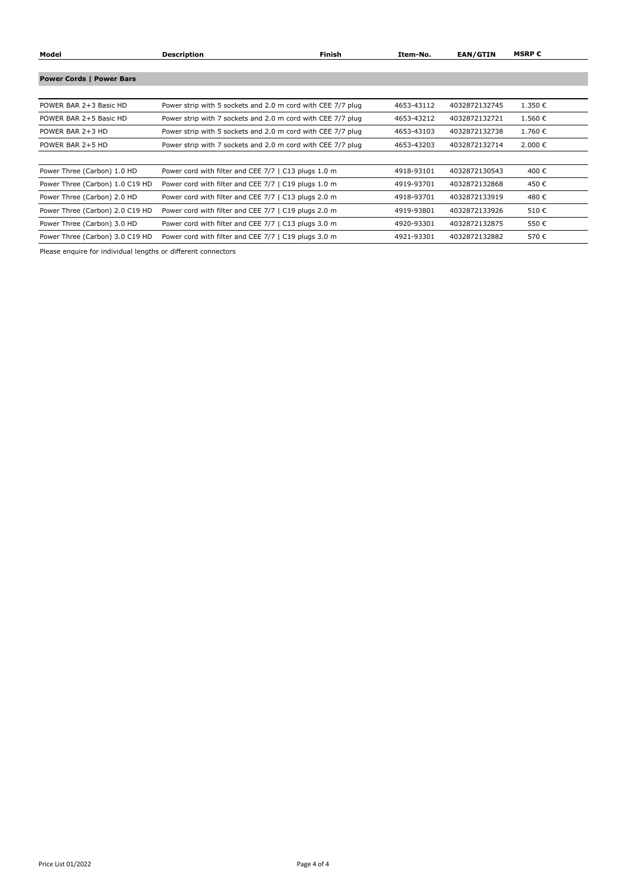| Model | Description | Finish | Item-No. | EAN/GTIN | MSRP € |
| --- | --- | --- | --- | --- | --- |
| **Power Cords \| Power Bars** | | | | | |
| POWER BAR 2+3 Basic HD | Power strip with 5 sockets and 2.0 m cord with CEE 7/7 plug | | 4653-43112 | 4032872132745 | 1.350 € |
| POWER BAR 2+5 Basic HD | Power strip with 7 sockets and 2.0 m cord with CEE 7/7 plug | | 4653-43212 | 4032872132721 | 1.560 € |
| POWER BAR 2+3 HD | Power strip with 5 sockets and 2.0 m cord with CEE 7/7 plug | | 4653-43103 | 4032872132738 | 1.760 € |
| POWER BAR 2+5 HD | Power strip with 7 sockets and 2.0 m cord with CEE 7/7 plug | | 4653-43203 | 4032872132714 | 2.000 € |
| Power Three (Carbon) 1.0 HD | Power cord with filter and CEE 7/7 \| C13 plugs 1.0 m | | 4918-93101 | 4032872130543 | 400 € |
| Power Three (Carbon) 1.0 C19 HD | Power cord with filter and CEE 7/7 \| C19 plugs 1.0 m | | 4919-93701 | 4032872132868 | 450 € |
| Power Three (Carbon) 2.0 HD | Power cord with filter and CEE 7/7 \| C13 plugs 2.0 m | | 4918-93701 | 4032872133919 | 480 € |
| Power Three (Carbon) 2.0 C19 HD | Power cord with filter and CEE 7/7 \| C19 plugs 2.0 m | | 4919-93801 | 4032872133926 | 510 € |
| Power Three (Carbon) 3.0 HD | Power cord with filter and CEE 7/7 \| C13 plugs 3.0 m | | 4920-93301 | 4032872132875 | 550 € |
| Power Three (Carbon) 3.0 C19 HD | Power cord with filter and CEE 7/7 \| C19 plugs 3.0 m | | 4921-93301 | 4032872132882 | 570 € |

Please enquire for individual lengths or different connectors